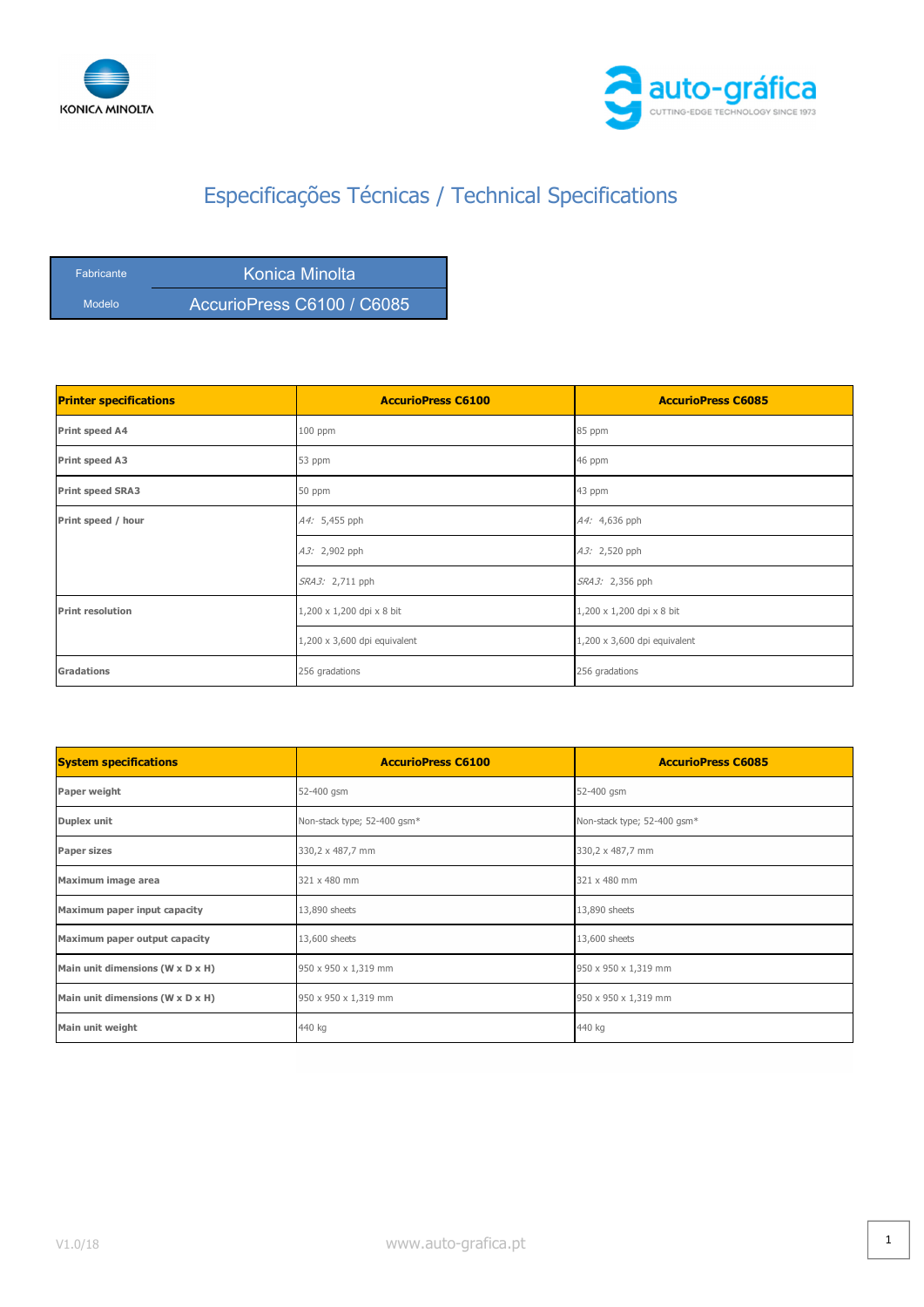# Especificações Técnicas / Technical Specifications

| Fabricante | Konica Minolta |
|---|---|
| Modelo | AccurioPress C6100 / C6085 |

| Printer specifications | AccurioPress C6100 | AccurioPress C6085 |
|---|---|---|
| Print speed A4 | 100 ppm | 85 ppm |
| Print speed A3 | 53 ppm | 46 ppm |
| Print speed SRA3 | 50 ppm | 43 ppm |
| Print speed / hour | *A4:* 5,455 pph | *A4:* 4,636 pph |
| | *A3:* 2,902 pph | *A3:* 2,520 pph |
| | *SRA3:* 2,711 pph | *SRA3:* 2,356 pph |
| Print resolution | 1,200 x 1,200 dpi x 8 bit | 1,200 x 1,200 dpi x 8 bit |
| | 1,200 x 3,600 dpi equivalent | 1,200 x 3,600 dpi equivalent |
| Gradations | 256 gradations | 256 gradations |

| System specifications | AccurioPress C6100 | AccurioPress C6085 |
|---|---|---|
| Paper weight | 52-400 gsm | 52-400 gsm |
| Duplex unit | Non-stack type; 52-400 gsm* | Non-stack type; 52-400 gsm* |
| Paper sizes | 330,2 x 487,7 mm | 330,2 x 487,7 mm |
| Maximum image area | 321 x 480 mm | 321 x 480 mm |
| Maximum paper input capacity | 13,890 sheets | 13,890 sheets |
| Maximum paper output capacity | 13,600 sheets | 13,600 sheets |
| Main unit dimensions (W x D x H) | 950 x 950 x 1,319 mm | 950 x 950 x 1,319 mm |
| Main unit dimensions (W x D x H) | 950 x 950 x 1,319 mm | 950 x 950 x 1,319 mm |
| Main unit weight | 440 kg | 440 kg |

V1.0/18

www.auto-grafica.pt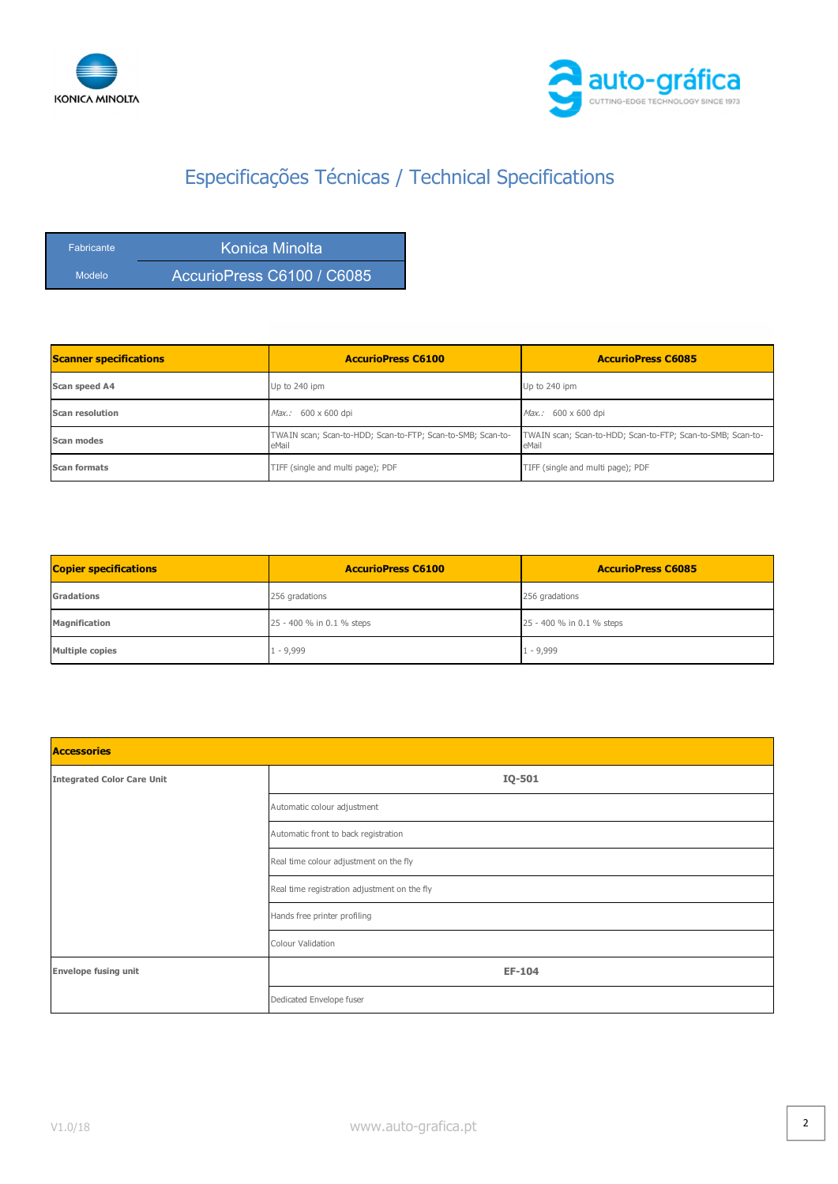# Especificações Técnicas / Technical Specifications

| Fabricante | Konica Minolta |
|---|---|
| Modelo | AccurioPress C6100 / C6085 |

| Scanner specifications | AccurioPress C6100 | AccurioPress C6085 |
|---|---|---|
| Scan speed A4 | Up to 240 ipm | Up to 240 ipm |
| Scan resolution | *Max.:* 600 x 600 dpi | *Max.:* 600 x 600 dpi |
| Scan modes | TWAIN scan; Scan-to-HDD; Scan-to-FTP; Scan-to-SMB; Scan-to-eMail | TWAIN scan; Scan-to-HDD; Scan-to-FTP; Scan-to-SMB; Scan-to-eMail |
| Scan formats | TIFF (single and multi page); PDF | TIFF (single and multi page); PDF |

| Copier specifications | AccurioPress C6100 | AccurioPress C6085 |
|---|---|---|
| Gradations | 256 gradations | 256 gradations |
| Magnification | 25 - 400 % in 0.1 % steps | 25 - 400 % in 0.1 % steps |
| Multiple copies | 1 - 9,999 | 1 - 9,999 |

| Accessories | |
|---|---|
| Integrated Color Care Unit | **IQ-501** |
| | Automatic colour adjustment |
| | Automatic front to back registration |
| | Real time colour adjustment on the fly |
| | Real time registration adjustment on the fly |
| | Hands free printer profiling |
| | Colour Validation |
| Envelope fusing unit | **EF-104** |
| | Dedicated Envelope fuser |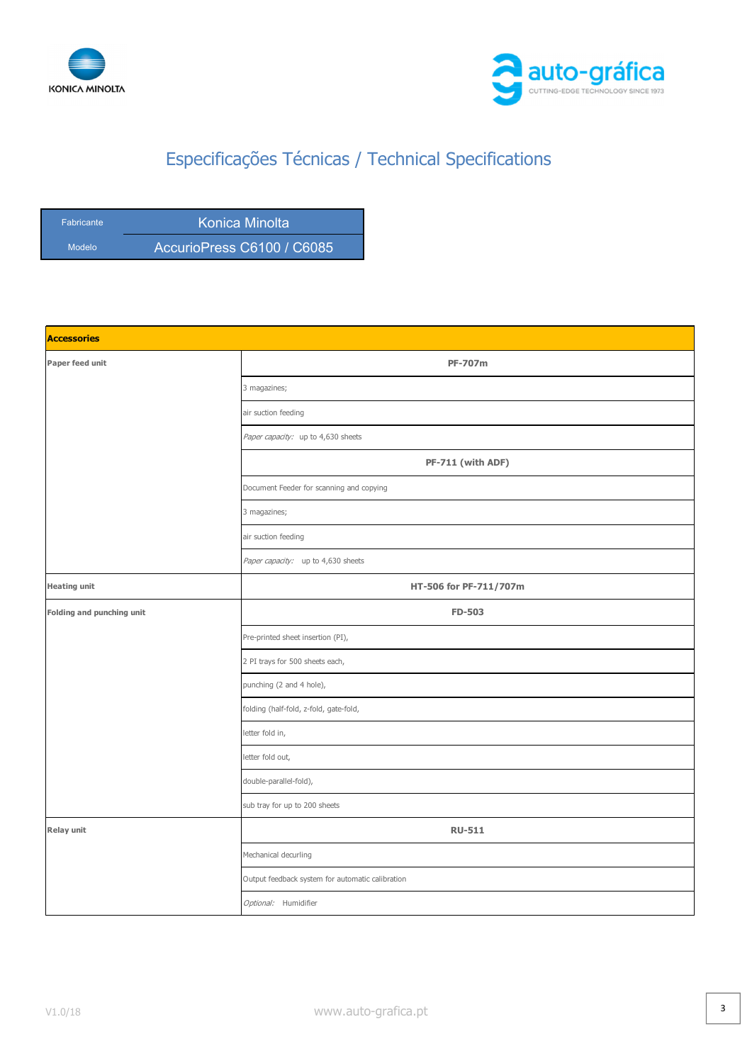# Especificações Técnicas / Technical Specifications

| Fabricante | Konica Minolta |
|---|---|
| Modelo | AccurioPress C6100 / C6085 |

| Accessories | |
|---|---|
| **Paper feed unit** | **PF-707m** |
| | 3 magazines; |
| | air suction feeding |
| | *Paper capacity:* up to 4,630 sheets |
| | **PF-711 (with ADF)** |
| | Document Feeder for scanning and copying |
| | 3 magazines; |
| | air suction feeding |
| | *Paper capacity:* up to 4,630 sheets |
| **Heating unit** | **HT-506 for PF-711/707m** |
| **Folding and punching unit** | **FD-503** |
| | Pre-printed sheet insertion (PI), |
| | 2 PI trays for 500 sheets each, |
| | punching (2 and 4 hole), |
| | folding (half-fold, z-fold, gate-fold, |
| | letter fold in, |
| | letter fold out, |
| | double-parallel-fold), |
| | sub tray for up to 200 sheets |
| **Relay unit** | **RU-511** |
| | Mechanical decurling |
| | Output feedback system for automatic calibration |
| | *Optional:* Humidifier |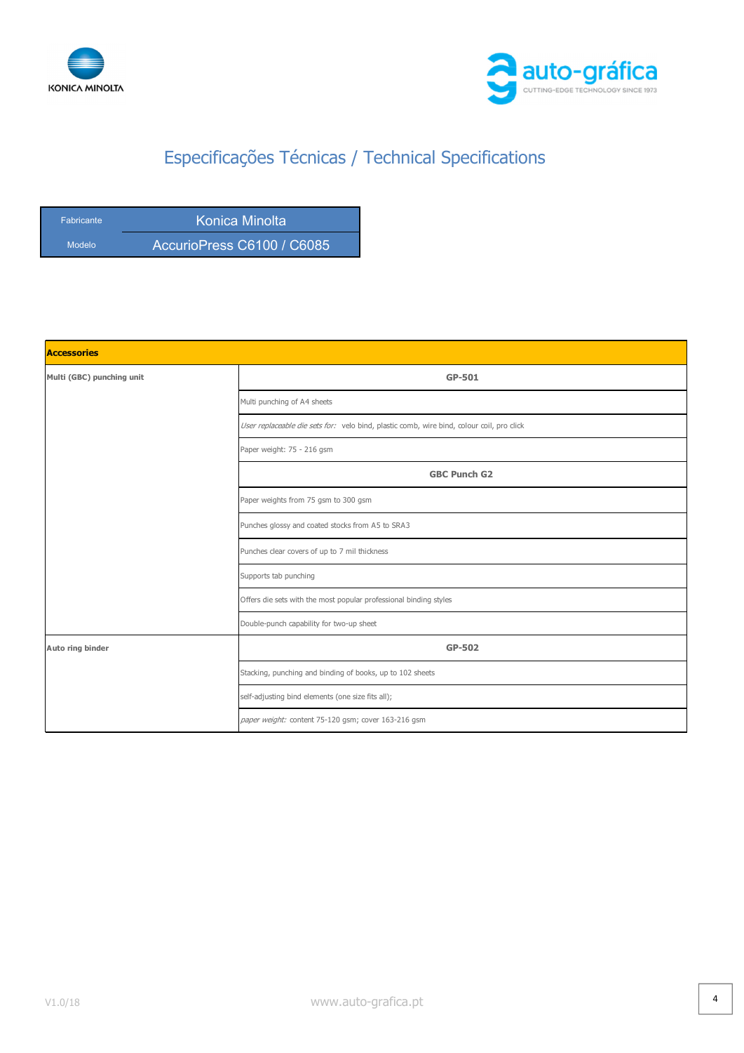# Especificações Técnicas / Technical Specifications

| Fabricante | Konica Minolta |
|---|---|
| Modelo | AccurioPress C6100 / C6085 |

| **Accessories** | |
|---|---|
| **Multi (GBC) punching unit** | **GP-501** |
| | Multi punching of A4 sheets |
| | *User replaceable die sets for:* velo bind, plastic comb, wire bind, colour coil, pro click |
| | Paper weight: 75 - 216 gsm |
| | **GBC Punch G2** |
| | Paper weights from 75 gsm to 300 gsm |
| | Punches glossy and coated stocks from A5 to SRA3 |
| | Punches clear covers of up to 7 mil thickness |
| | Supports tab punching |
| | Offers die sets with the most popular professional binding styles |
| | Double-punch capability for two-up sheet |
| **Auto ring binder** | **GP-502** |
| | Stacking, punching and binding of books, up to 102 sheets |
| | self-adjusting bind elements (one size fits all); |
| | *paper weight:* content 75-120 gsm; cover 163-216 gsm |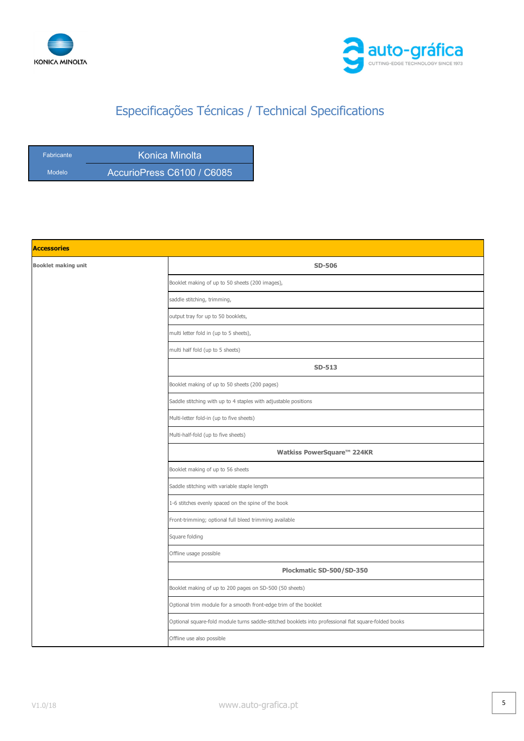# Especificações Técnicas / Technical Specifications

| Fabricante | Konica Minolta |
|---|---|
| Modelo | AccurioPress C6100 / C6085 |

| Accessories | |
|---|---|
| Booklet making unit | **SD-506** |
| | Booklet making of up to 50 sheets (200 images), |
| | saddle stitching, trimming, |
| | output tray for up to 50 booklets, |
| | multi letter fold in (up to 5 sheets), |
| | multi half fold (up to 5 sheets) |
| | **SD-513** |
| | Booklet making of up to 50 sheets (200 pages) |
| | Saddle stitching with up to 4 staples with adjustable positions |
| | Multi-letter fold-in (up to five sheets) |
| | Multi-half-fold (up to five sheets) |
| | **Watkiss PowerSquare™ 224KR** |
| | Booklet making of up to 56 sheets |
| | Saddle stitching with variable staple length |
| | 1-6 stitches evenly spaced on the spine of the book |
| | Front-trimming; optional full bleed trimming available |
| | Square folding |
| | Offline usage possible |
| | **Plockmatic SD-500/SD-350** |
| | Booklet making of up to 200 pages on SD-500 (50 sheets) |
| | Optional trim module for a smooth front-edge trim of the booklet |
| | Optional square-fold module turns saddle-stitched booklets into professional flat square-folded books |
| | Offline use also possible |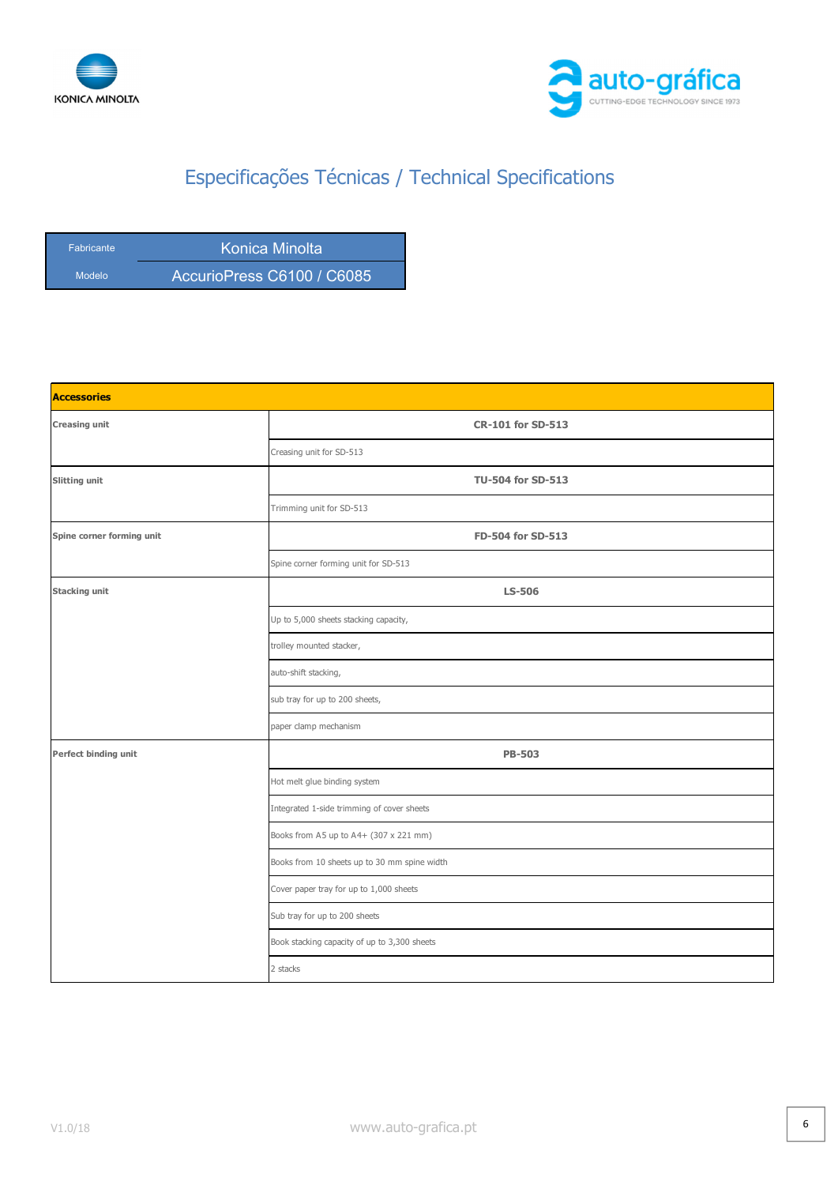# Especificações Técnicas / Technical Specifications

| Fabricante | Konica Minolta |
|---|---|
| Modelo | AccurioPress C6100 / C6085 |

| **Accessories** | |
|---|---|
| **Creasing unit** | **CR-101 for SD-513** |
| | Creasing unit for SD-513 |
| **Slitting unit** | **TU-504 for SD-513** |
| | Trimming unit for SD-513 |
| **Spine corner forming unit** | **FD-504 for SD-513** |
| | Spine corner forming unit for SD-513 |
| **Stacking unit** | **LS-506** |
| | Up to 5,000 sheets stacking capacity, |
| | trolley mounted stacker, |
| | auto-shift stacking, |
| | sub tray for up to 200 sheets, |
| | paper clamp mechanism |
| **Perfect binding unit** | **PB-503** |
| | Hot melt glue binding system |
| | Integrated 1-side trimming of cover sheets |
| | Books from A5 up to A4+ (307 x 221 mm) |
| | Books from 10 sheets up to 30 mm spine width |
| | Cover paper tray for up to 1,000 sheets |
| | Sub tray for up to 200 sheets |
| | Book stacking capacity of up to 3,300 sheets |
| | 2 stacks |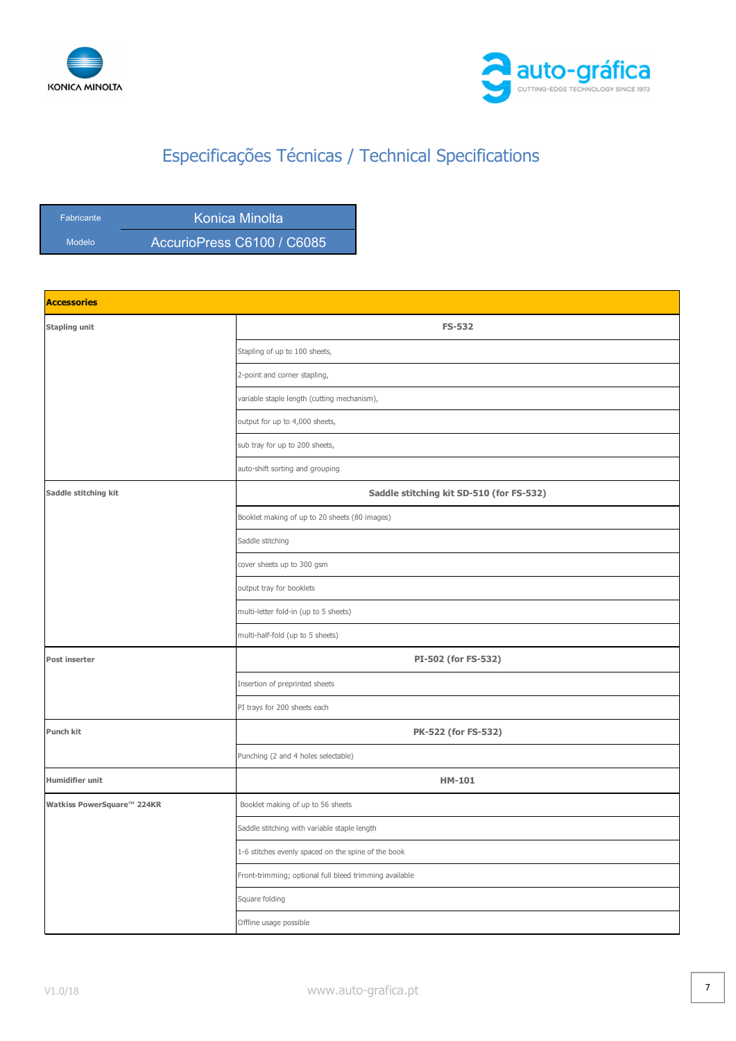## Especificações Técnicas / Technical Specifications

| Fabricante | Konica Minolta |
|---|---|
| Modelo | AccurioPress C6100 / C6085 |

| **Accessories** | |
|---|---|
| **Stapling unit** | **FS-532** |
| | Stapling of up to 100 sheets, |
| | 2-point and corner stapling, |
| | variable staple length (cutting mechanism), |
| | output for up to 4,000 sheets, |
| | sub tray for up to 200 sheets, |
| | auto-shift sorting and grouping |
| **Saddle stitching kit** | **Saddle stitching kit SD-510 (for FS-532)** |
| | Booklet making of up to 20 sheets (80 images) |
| | Saddle stitching |
| | cover sheets up to 300 gsm |
| | output tray for booklets |
| | multi-letter fold-in (up to 5 sheets) |
| | multi-half-fold (up to 5 sheets) |
| **Post inserter** | **PI-502 (for FS-532)** |
| | Insertion of preprinted sheets |
| | PI trays for 200 sheets each |
| **Punch kit** | **PK-522 (for FS-532)** |
| | Punching (2 and 4 holes selectable) |
| **Humidifier unit** | **HM-101** |
| **Watkiss PowerSquare™ 224KR** | Booklet making of up to 56 sheets |
| | Saddle stitching with variable staple length |
| | 1-6 stitches evenly spaced on the spine of the book |
| | Front-trimming; optional full bleed trimming available |
| | Square folding |
| | Offline usage possible |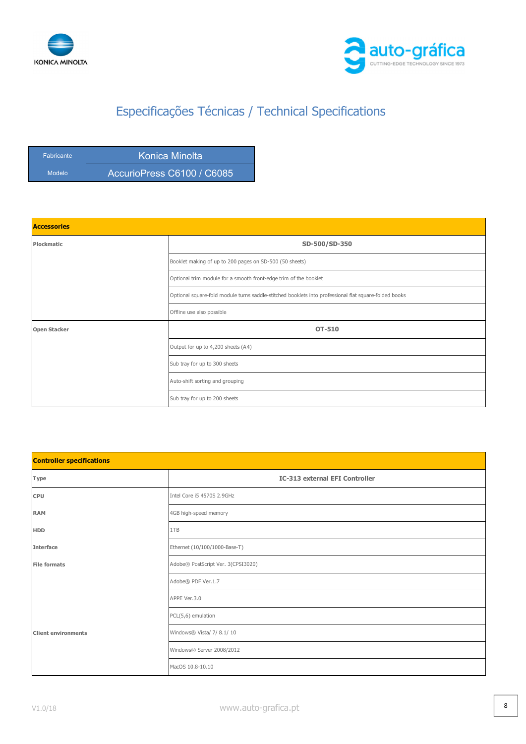## Especificações Técnicas / Technical Specifications

| Fabricante | Konica Minolta |
|---|---|
| Modelo | AccurioPress C6100 / C6085 |

| Accessories | |
|---|---|
| **Plockmatic** | **SD-500/SD-350** |
| | Booklet making of up to 200 pages on SD-500 (50 sheets) |
| | Optional trim module for a smooth front-edge trim of the booklet |
| | Optional square-fold module turns saddle-stitched booklets into professional flat square-folded books |
| | Offline use also possible |
| **Open Stacker** | **OT-510** |
| | Output for up to 4,200 sheets (A4) |
| | Sub tray for up to 300 sheets |
| | Auto-shift sorting and grouping |
| | Sub tray for up to 200 sheets |

| Controller specifications | |
|---|---|
| **Type** | **IC-313 external EFI Controller** |
| **CPU** | Intel Core i5 4570S 2.9GHz |
| **RAM** | 4GB high-speed memory |
| **HDD** | 1TB |
| **Interface** | Ethernet (10/100/1000-Base-T) |
| **File formats** | Adobe® PostScript Ver. 3(CPSI3020) |
| | Adobe® PDF Ver.1.7 |
| | APPE Ver.3.0 |
| | PCL(5,6) emulation |
| **Client environments** | Windows® Vista/ 7/ 8.1/ 10 |
| | Windows® Server 2008/2012 |
| | MacOS 10.8-10.10 |

V1.0/18

www.auto-grafica.pt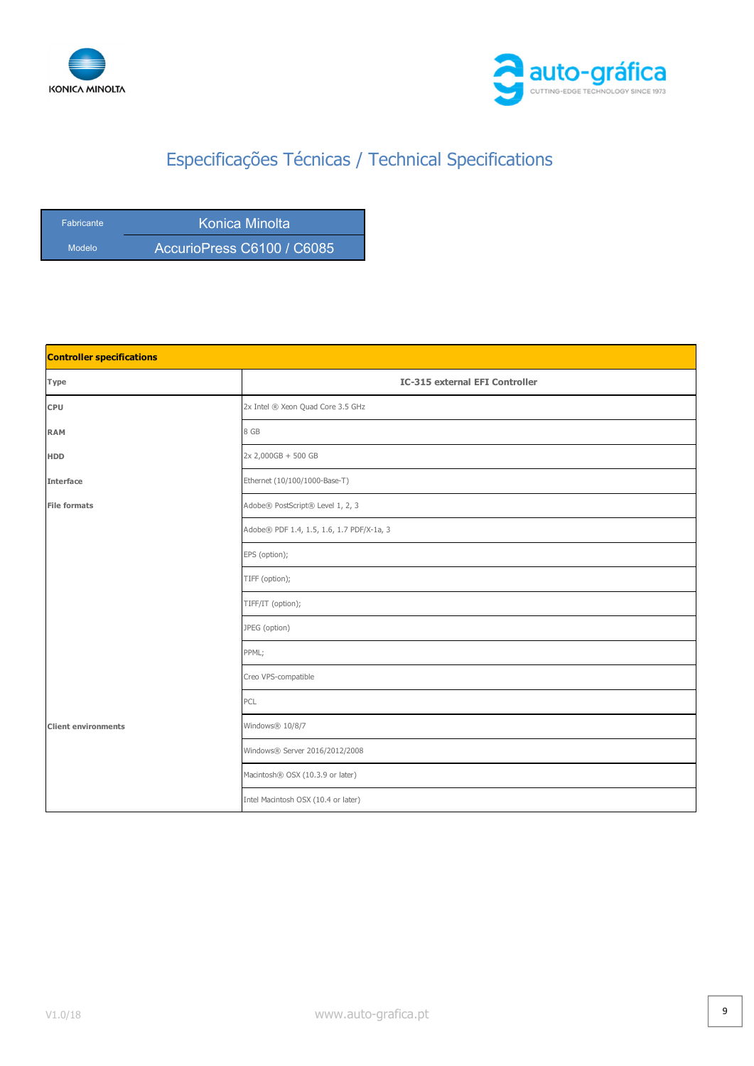# Especificações Técnicas / Technical Specifications

| Fabricante | Konica Minolta |
|---|---|
| Modelo | AccurioPress C6100 / C6085 |

| **Controller specifications** | |
|---|---|
| **Type** | **IC-315 external EFI Controller** |
| **CPU** | 2x Intel ® Xeon Quad Core 3.5 GHz |
| **RAM** | 8 GB |
| **HDD** | 2x 2,000GB + 500 GB |
| **Interface** | Ethernet (10/100/1000-Base-T) |
| **File formats** | Adobe® PostScript® Level 1, 2, 3 |
| | Adobe® PDF 1.4, 1.5, 1.6, 1.7 PDF/X-1a, 3 |
| | EPS (option); |
| | TIFF (option); |
| | TIFF/IT (option); |
| | JPEG (option) |
| | PPML; |
| | Creo VPS-compatible |
| | PCL |
| **Client environments** | Windows® 10/8/7 |
| | Windows® Server 2016/2012/2008 |
| | Macintosh® OSX (10.3.9 or later) |
| | Intel Macintosh OSX (10.4 or later) |

V1.0/18

www.auto-grafica.pt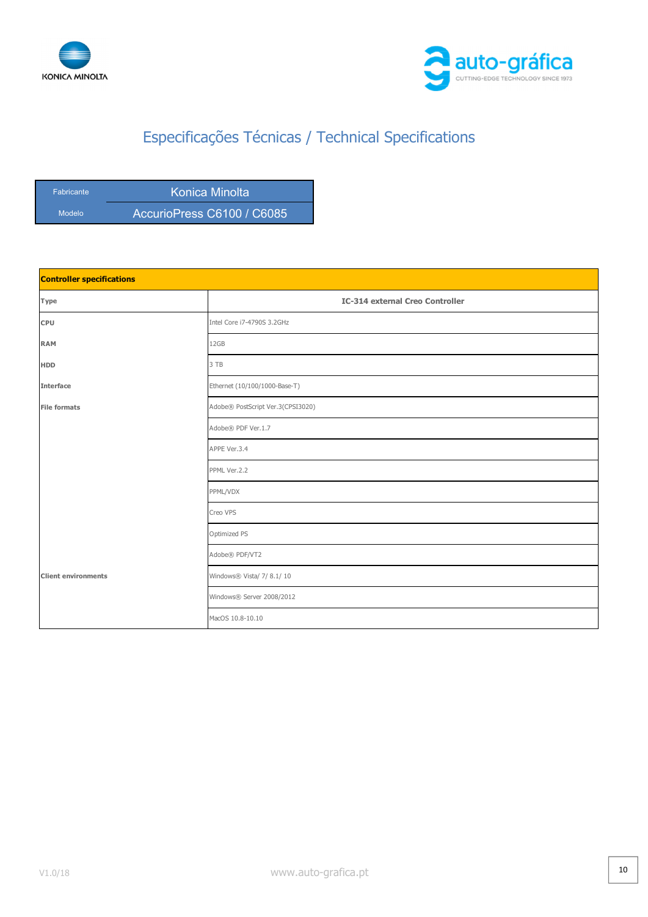# Especificações Técnicas / Technical Specifications

| Fabricante | Konica Minolta |
|---|---|
| Modelo | AccurioPress C6100 / C6085 |

| **Controller specifications** | |
|---|---|
| **Type** | **IC-314 external Creo Controller** |
| **CPU** | Intel Core i7-4790S 3.2GHz |
| **RAM** | 12GB |
| **HDD** | 3 TB |
| **Interface** | Ethernet (10/100/1000-Base-T) |
| **File formats** | Adobe® PostScript Ver.3(CPSI3020) |
| | Adobe® PDF Ver.1.7 |
| | APPE Ver.3.4 |
| | PPML Ver.2.2 |
| | PPML/VDX |
| | Creo VPS |
| | Optimized PS |
| | Adobe® PDF/VT2 |
| **Client environments** | Windows® Vista/ 7/ 8.1/ 10 |
| | Windows® Server 2008/2012 |
| | MacOS 10.8-10.10 |

V1.0/18 www.auto-grafica.pt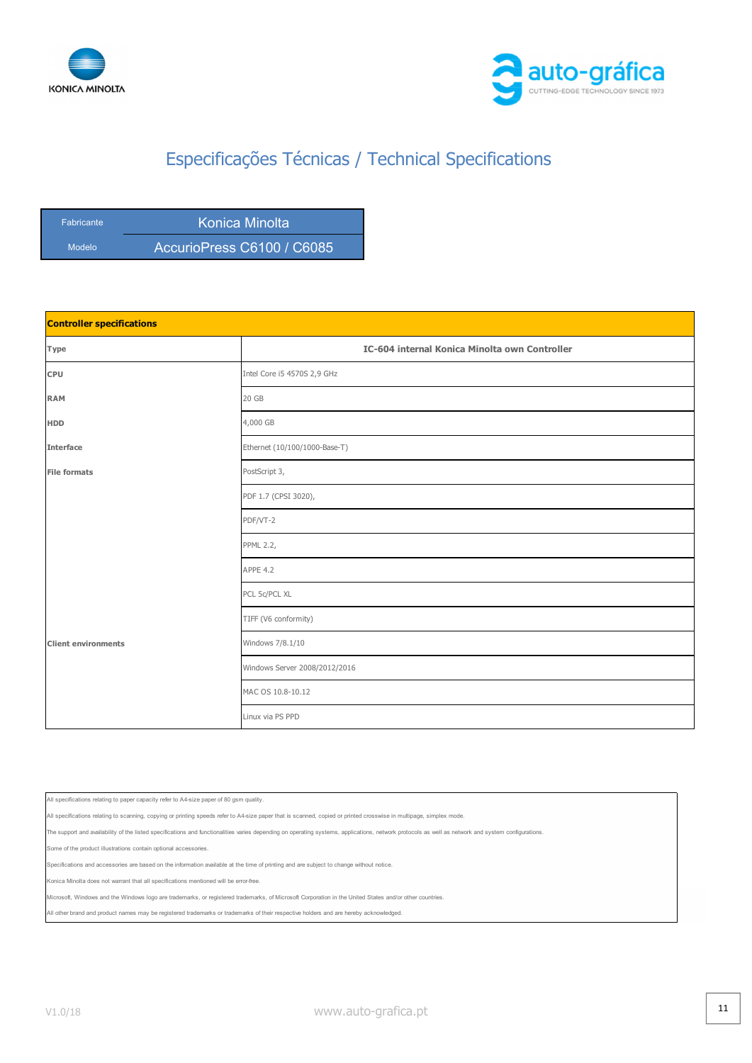# Especificações Técnicas / Technical Specifications

| Fabricante | Konica Minolta |
|---|---|
| Modelo | AccurioPress C6100 / C6085 |

| Controller specifications | |
|---|---|
| **Type** | **IC-604 internal Konica Minolta own Controller** |
| **CPU** | Intel Core i5 4570S 2,9 GHz |
| **RAM** | 20 GB |
| **HDD** | 4,000 GB |
| **Interface** | Ethernet (10/100/1000-Base-T) |
| **File formats** | PostScript 3, |
| | PDF 1.7 (CPSI 3020), |
| | PDF/VT-2 |
| | PPML 2.2, |
| | APPE 4.2 |
| | PCL 5c/PCL XL |
| | TIFF (V6 conformity) |
| **Client environments** | Windows 7/8.1/10 |
| | Windows Server 2008/2012/2016 |
| | MAC OS 10.8-10.12 |
| | Linux via PS PPD |

All specifications relating to paper capacity refer to A4-size paper of 80 gsm quality.

All specifications relating to scanning, copying or printing speeds refer to A4-size paper that is scanned, copied or printed crosswise in multipage, simplex mode.

The support and availability of the listed specifications and functionalities varies depending on operating systems, applications, network protocols as well as network and system configurations.

Some of the product illustrations contain optional accessories.

Specifications and accessories are based on the information available at the time of printing and are subject to change without notice.

Konica Minolta does not warrant that all specifications mentioned will be error-free.

Microsoft, Windows and the Windows logo are trademarks, or registered trademarks, of Microsoft Corporation in the United States and/or other countries.

All other brand and product names may be registered trademarks or trademarks of their respective holders and are hereby acknowledged.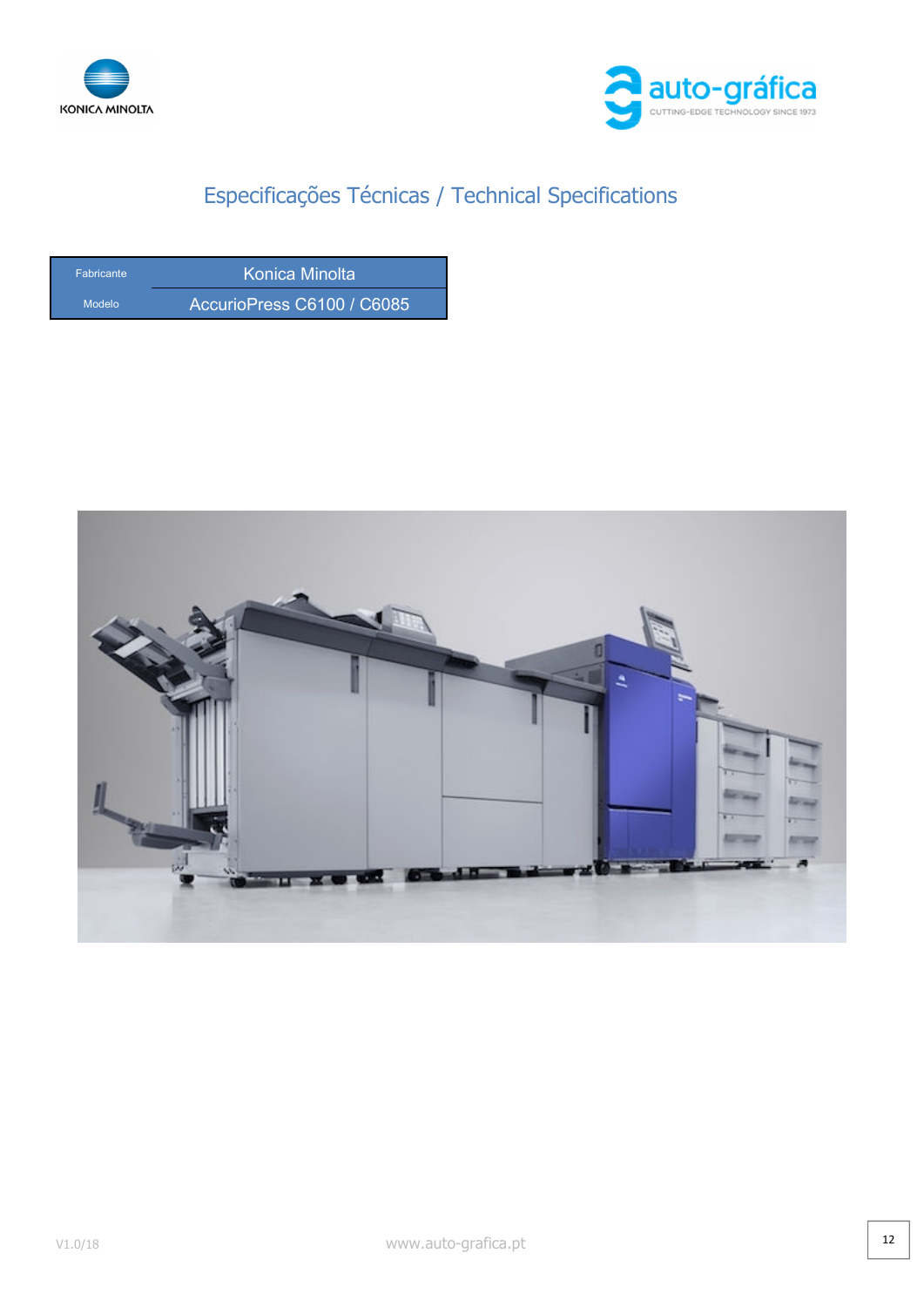# Especificações Técnicas / Technical Specifications

| | |
|---|---|
| Fabricante | Konica Minolta |
| Modelo | AccurioPress C6100 / C6085 |